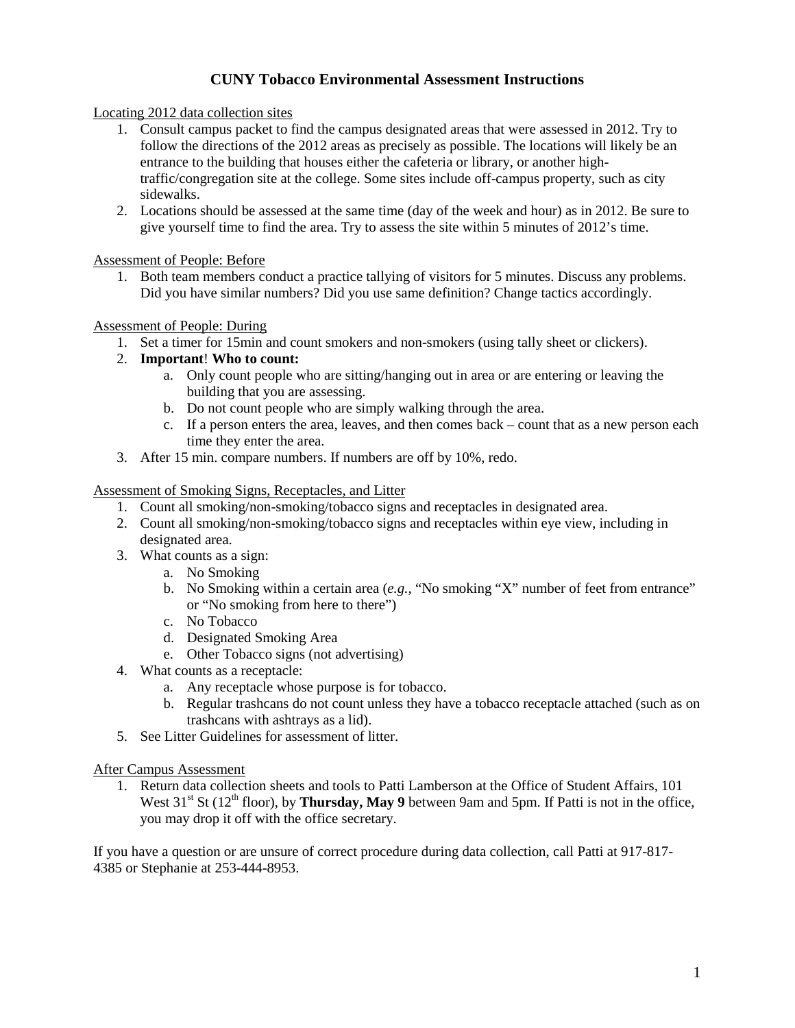# CUNY Tobacco Environmental Assessment Instructions

Locating 2012 data collection sites

1. Consult campus packet to find the campus designated areas that were assessed in 2012. Try to follow the directions of the 2012 areas as precisely as possible. The locations will likely be an entrance to the building that houses either the cafeteria or library, or another high-traffic/congregation site at the college. Some sites include off-campus property, such as city sidewalks.
2. Locations should be assessed at the same time (day of the week and hour) as in 2012. Be sure to give yourself time to find the area. Try to assess the site within 5 minutes of 2012's time.

Assessment of People: Before

1. Both team members conduct a practice tallying of visitors for 5 minutes. Discuss any problems. Did you have similar numbers? Did you use same definition? Change tactics accordingly.

Assessment of People: During

1. Set a timer for 15min and count smokers and non-smokers (using tally sheet or clickers).
2. **Important**! **Who to count:**
   a. Only count people who are sitting/hanging out in area or are entering or leaving the building that you are assessing.
   b. Do not count people who are simply walking through the area.
   c. If a person enters the area, leaves, and then comes back – count that as a new person each time they enter the area.
3. After 15 min. compare numbers. If numbers are off by 10%, redo.

Assessment of Smoking Signs, Receptacles, and Litter

1. Count all smoking/non-smoking/tobacco signs and receptacles in designated area.
2. Count all smoking/non-smoking/tobacco signs and receptacles within eye view, including in designated area.
3. What counts as a sign:
   a. No Smoking
   b. No Smoking within a certain area (*e.g.*, "No smoking "X" number of feet from entrance" or "No smoking from here to there")
   c. No Tobacco
   d. Designated Smoking Area
   e. Other Tobacco signs (not advertising)
4. What counts as a receptacle:
   a. Any receptacle whose purpose is for tobacco.
   b. Regular trashcans do not count unless they have a tobacco receptacle attached (such as on trashcans with ashtrays as a lid).
5. See Litter Guidelines for assessment of litter.

After Campus Assessment

1. Return data collection sheets and tools to Patti Lamberson at the Office of Student Affairs, 101 West 31st St (12th floor), by **Thursday, May 9** between 9am and 5pm. If Patti is not in the office, you may drop it off with the office secretary.

If you have a question or are unsure of correct procedure during data collection, call Patti at 917-817-4385 or Stephanie at 253-444-8953.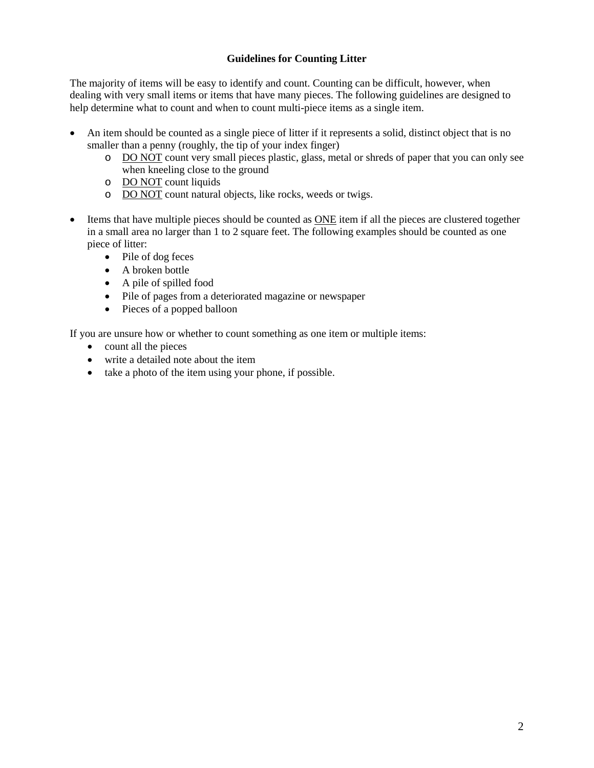## Guidelines for Counting Litter

The majority of items will be easy to identify and count. Counting can be difficult, however, when dealing with very small items or items that have many pieces. The following guidelines are designed to help determine what to count and when to count multi-piece items as a single item.

- An item should be counted as a single piece of litter if it represents a solid, distinct object that is no smaller than a penny (roughly, the tip of your index finger)
  - <u>DO NOT</u> count very small pieces plastic, glass, metal or shreds of paper that you can only see when kneeling close to the ground
  - <u>DO NOT</u> count liquids
  - <u>DO NOT</u> count natural objects, like rocks, weeds or twigs.

- Items that have multiple pieces should be counted as <u>ONE</u> item if all the pieces are clustered together in a small area no larger than 1 to 2 square feet. The following examples should be counted as one piece of litter:
  - Pile of dog feces
  - A broken bottle
  - A pile of spilled food
  - Pile of pages from a deteriorated magazine or newspaper
  - Pieces of a popped balloon

If you are unsure how or whether to count something as one item or multiple items:

- count all the pieces
- write a detailed note about the item
- take a photo of the item using your phone, if possible.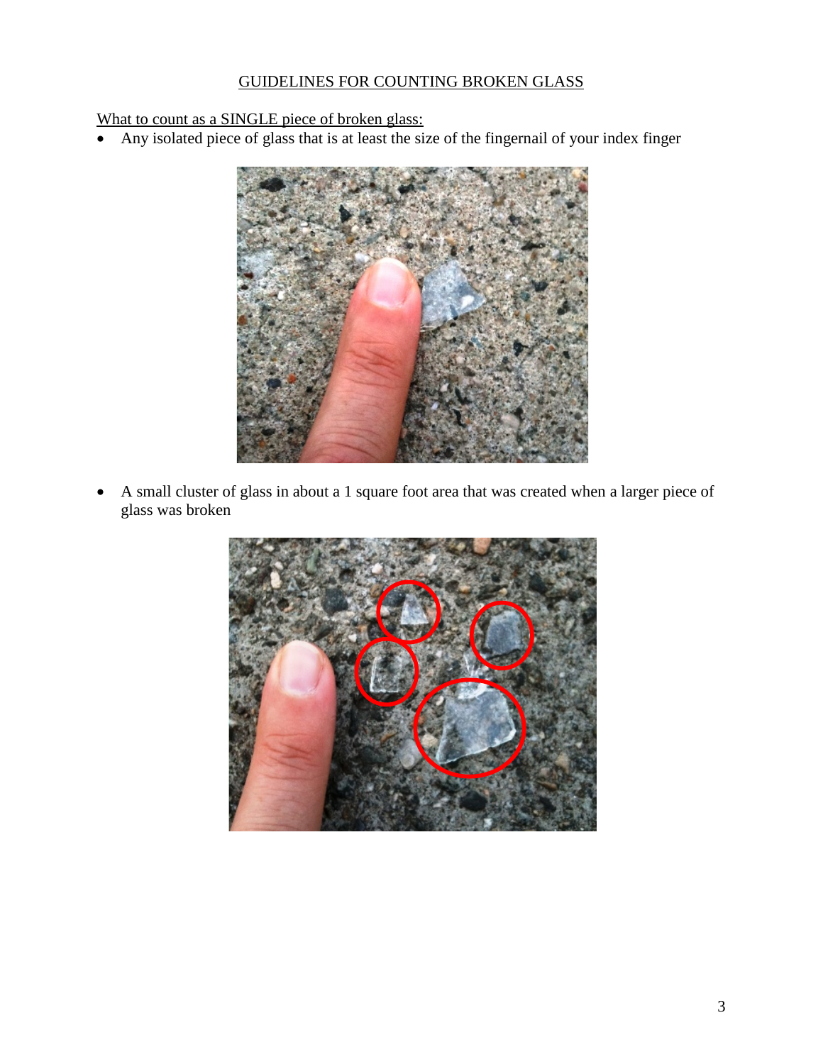## GUIDELINES FOR COUNTING BROKEN GLASS

What to count as a SINGLE piece of broken glass:

- Any isolated piece of glass that is at least the size of the fingernail of your index finger

- A small cluster of glass in about a 1 square foot area that was created when a larger piece of glass was broken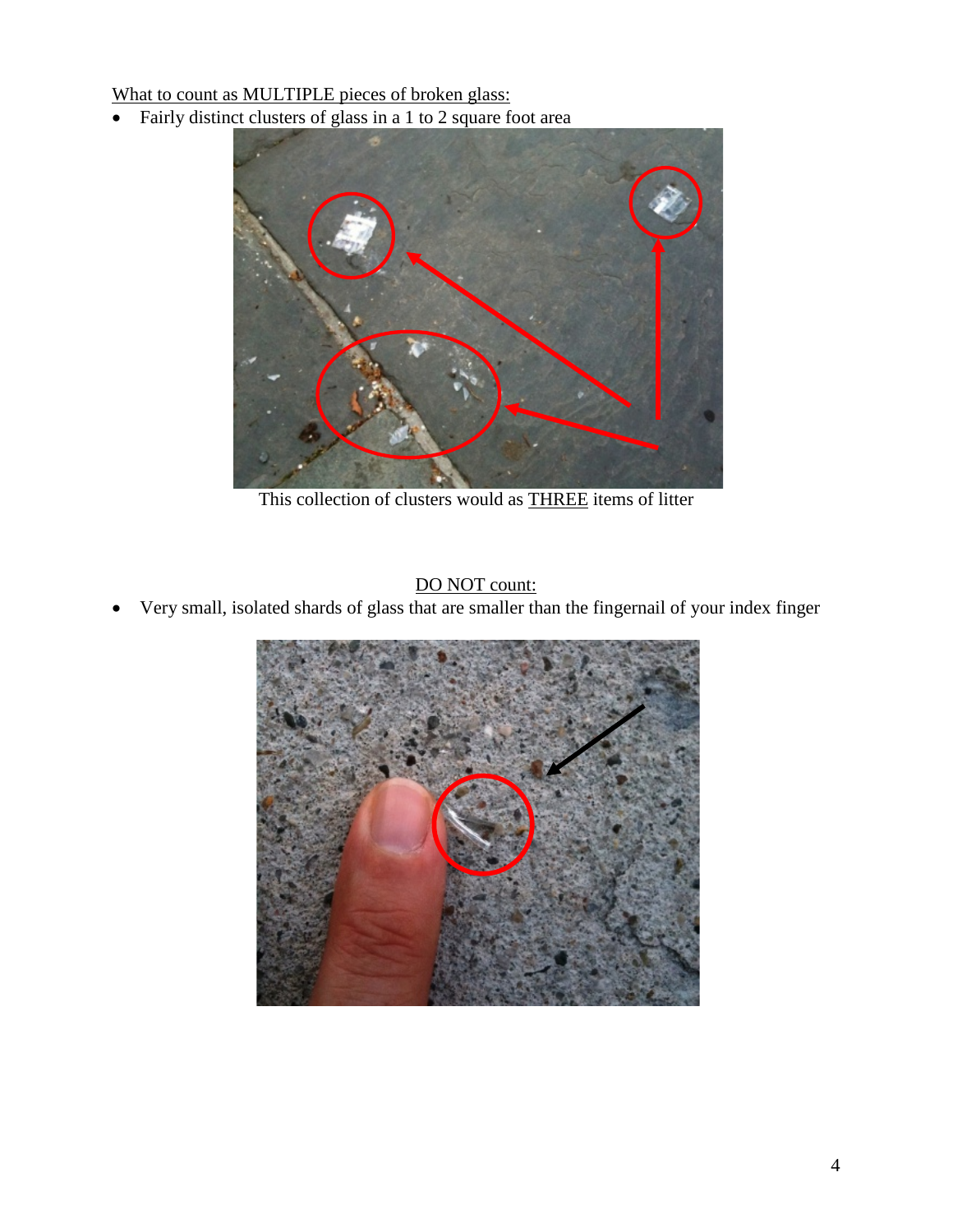What to count as MULTIPLE pieces of broken glass:

- Fairly distinct clusters of glass in a 1 to 2 square foot area

This collection of clusters would as THREE items of litter

DO NOT count:

- Very small, isolated shards of glass that are smaller than the fingernail of your index finger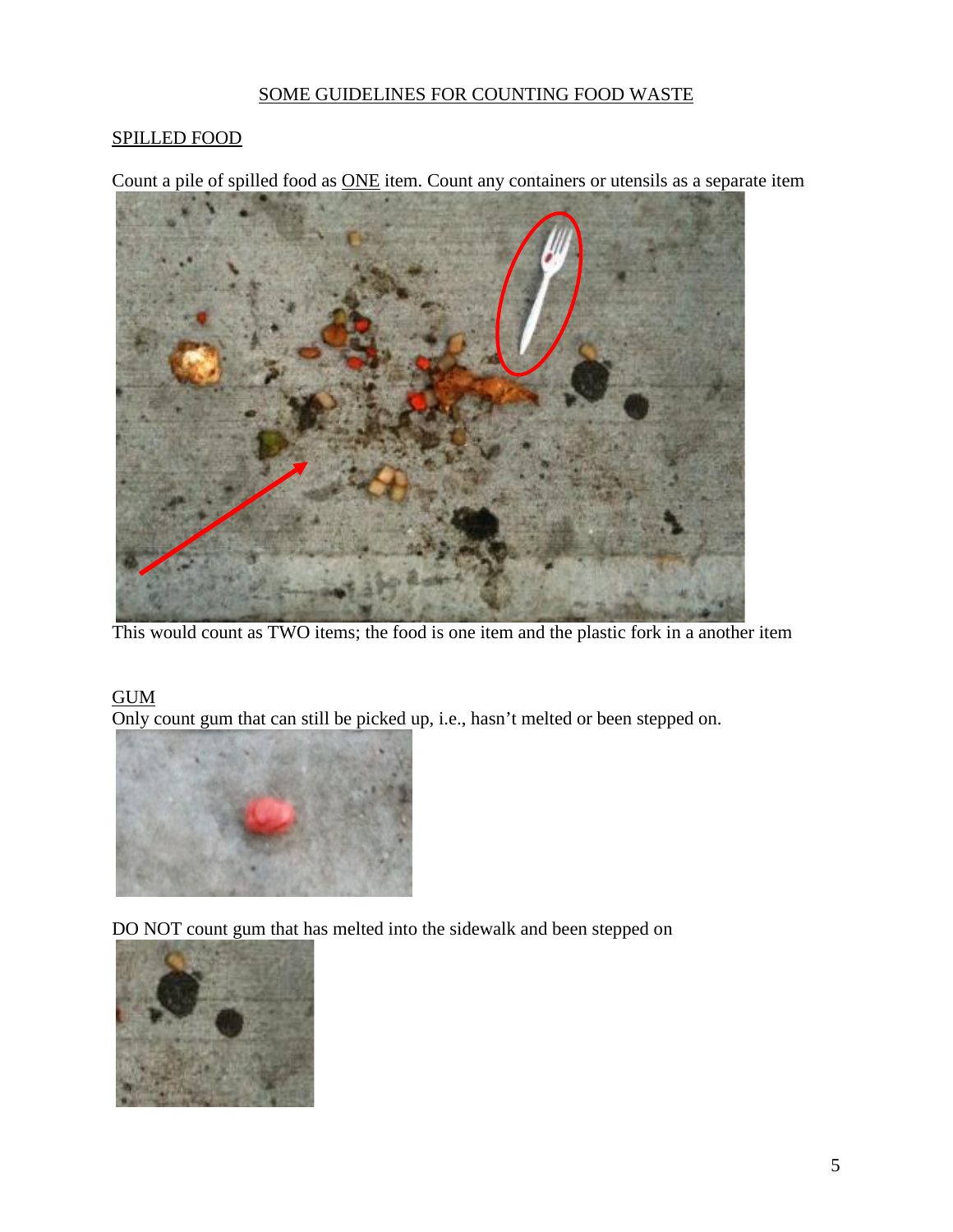# SOME GUIDELINES FOR COUNTING FOOD WASTE

## SPILLED FOOD

Count a pile of spilled food as ONE item. Count any containers or utensils as a separate item

This would count as TWO items; the food is one item and the plastic fork in a another item

## GUM

Only count gum that can still be picked up, i.e., hasn't melted or been stepped on.

DO NOT count gum that has melted into the sidewalk and been stepped on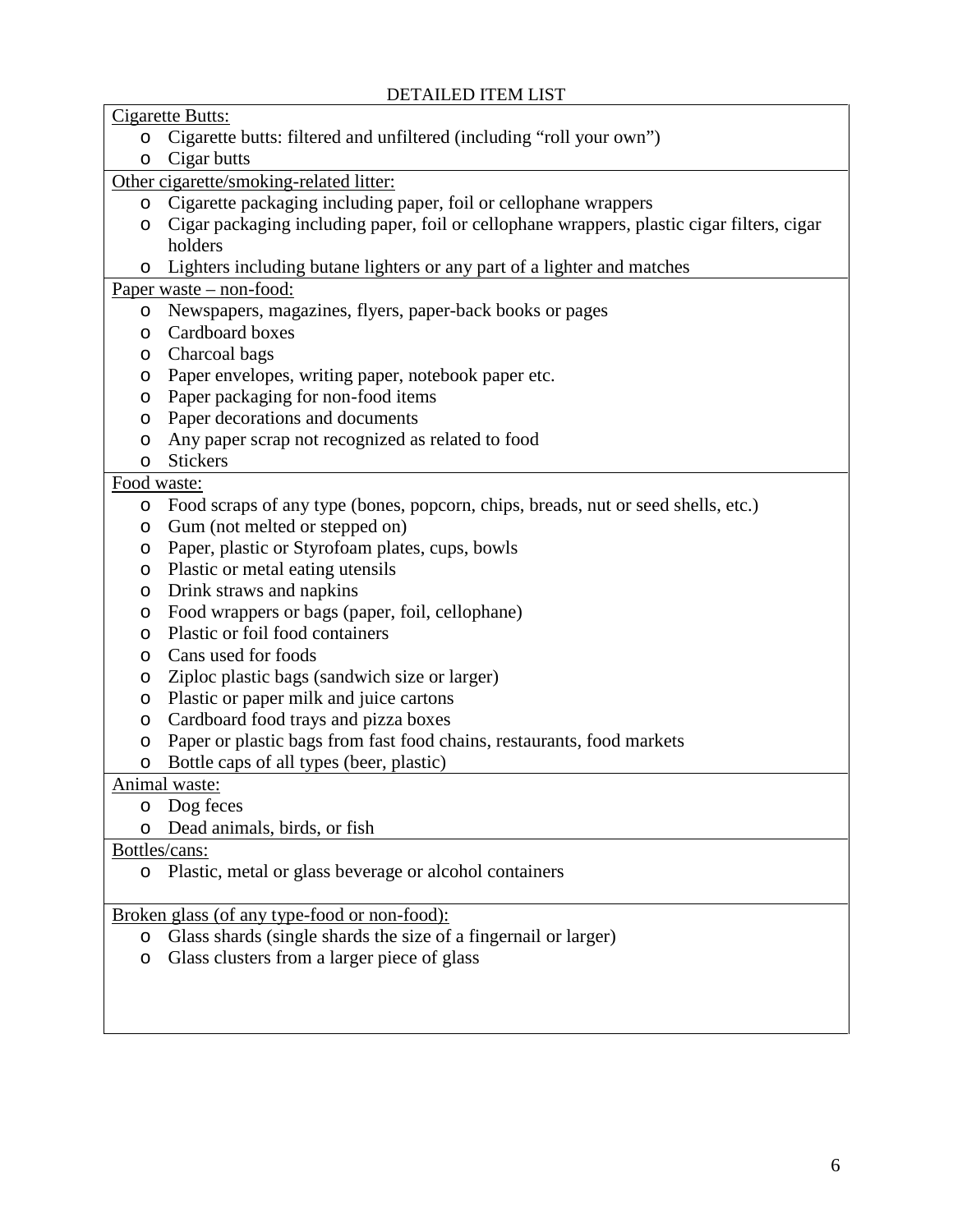DETAILED ITEM LIST

<u>Cigarette Butts:</u>

- Cigarette butts: filtered and unfiltered (including "roll your own")
- Cigar butts

<u>Other cigarette/smoking-related litter:</u>

- Cigarette packaging including paper, foil or cellophane wrappers
- Cigar packaging including paper, foil or cellophane wrappers, plastic cigar filters, cigar holders
- Lighters including butane lighters or any part of a lighter and matches

<u>Paper waste – non-food:</u>

- Newspapers, magazines, flyers, paper-back books or pages
- Cardboard boxes
- Charcoal bags
- Paper envelopes, writing paper, notebook paper etc.
- Paper packaging for non-food items
- Paper decorations and documents
- Any paper scrap not recognized as related to food
- Stickers

<u>Food waste:</u>

- Food scraps of any type (bones, popcorn, chips, breads, nut or seed shells, etc.)
- Gum (not melted or stepped on)
- Paper, plastic or Styrofoam plates, cups, bowls
- Plastic or metal eating utensils
- Drink straws and napkins
- Food wrappers or bags (paper, foil, cellophane)
- Plastic or foil food containers
- Cans used for foods
- Ziploc plastic bags (sandwich size or larger)
- Plastic or paper milk and juice cartons
- Cardboard food trays and pizza boxes
- Paper or plastic bags from fast food chains, restaurants, food markets
- Bottle caps of all types (beer, plastic)

<u>Animal waste:</u>

- Dog feces
- Dead animals, birds, or fish

<u>Bottles/cans:</u>

- Plastic, metal or glass beverage or alcohol containers

<u>Broken glass (of any type-food or non-food):</u>

- Glass shards (single shards the size of a fingernail or larger)
- Glass clusters from a larger piece of glass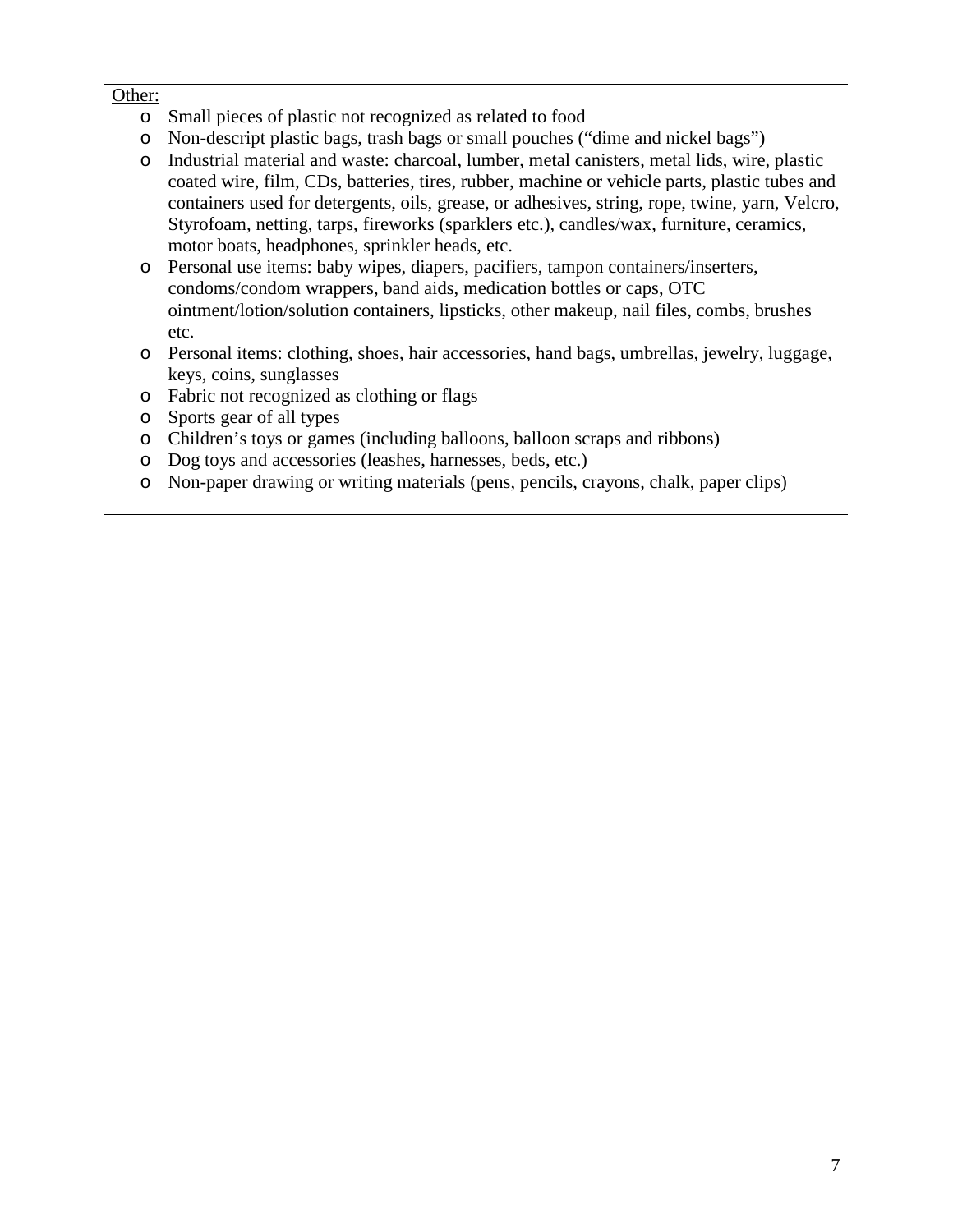<u>Other:</u>

- Small pieces of plastic not recognized as related to food
- Non-descript plastic bags, trash bags or small pouches (“dime and nickel bags”)
- Industrial material and waste: charcoal, lumber, metal canisters, metal lids, wire, plastic coated wire, film, CDs, batteries, tires, rubber, machine or vehicle parts, plastic tubes and containers used for detergents, oils, grease, or adhesives, string, rope, twine, yarn, Velcro, Styrofoam, netting, tarps, fireworks (sparklers etc.), candles/wax, furniture, ceramics, motor boats, headphones, sprinkler heads, etc.
- Personal use items: baby wipes, diapers, pacifiers, tampon containers/inserters, condoms/condom wrappers, band aids, medication bottles or caps, OTC ointment/lotion/solution containers, lipsticks, other makeup, nail files, combs, brushes etc.
- Personal items: clothing, shoes, hair accessories, hand bags, umbrellas, jewelry, luggage, keys, coins, sunglasses
- Fabric not recognized as clothing or flags
- Sports gear of all types
- Children’s toys or games (including balloons, balloon scraps and ribbons)
- Dog toys and accessories (leashes, harnesses, beds, etc.)
- Non-paper drawing or writing materials (pens, pencils, crayons, chalk, paper clips)